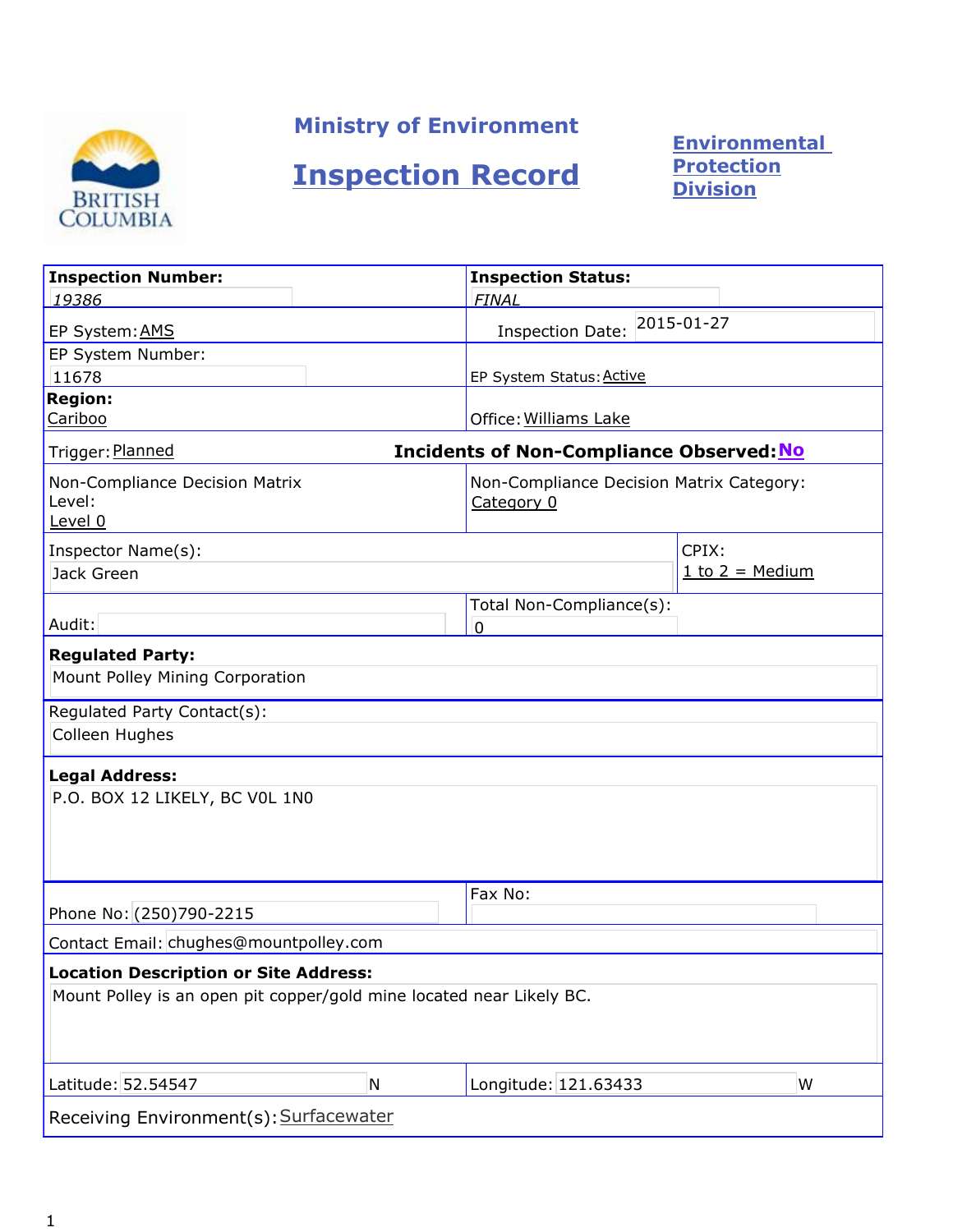# Ministry of Environment

# Inspection Record

**Environmental Protection Division**

| | |
|---|---|
| **Inspection Number:** 19386 | **Inspection Status:** *FINAL* |
| EP System: AMS | Inspection Date: 2015-01-27 |
| EP System Number: 11678 | EP System Status: Active |
| **Region:** Cariboo | Office: Williams Lake |
| Trigger: Planned | **Incidents of Non-Compliance Observed: No** |
| Non-Compliance Decision Matrix Level: Level 0 | Non-Compliance Decision Matrix Category: Category 0 |
| Inspector Name(s): Jack Green | CPIX: 1 to 2 = Medium |
| Audit: | Total Non-Compliance(s): 0 |

**Regulated Party:**
Mount Polley Mining Corporation

Regulated Party Contact(s):
Colleen Hughes

**Legal Address:**
P.O. BOX 12 LIKELY, BC V0L 1N0

| | |
|---|---|
| Phone No: (250)790-2215 | Fax No: |

Contact Email: chughes@mountpolley.com

**Location Description or Site Address:**
Mount Polley is an open pit copper/gold mine located near Likely BC.

| | |
|---|---|
| Latitude: 52.54547 N | Longitude: 121.63433 W |

Receiving Environment(s): Surfacewater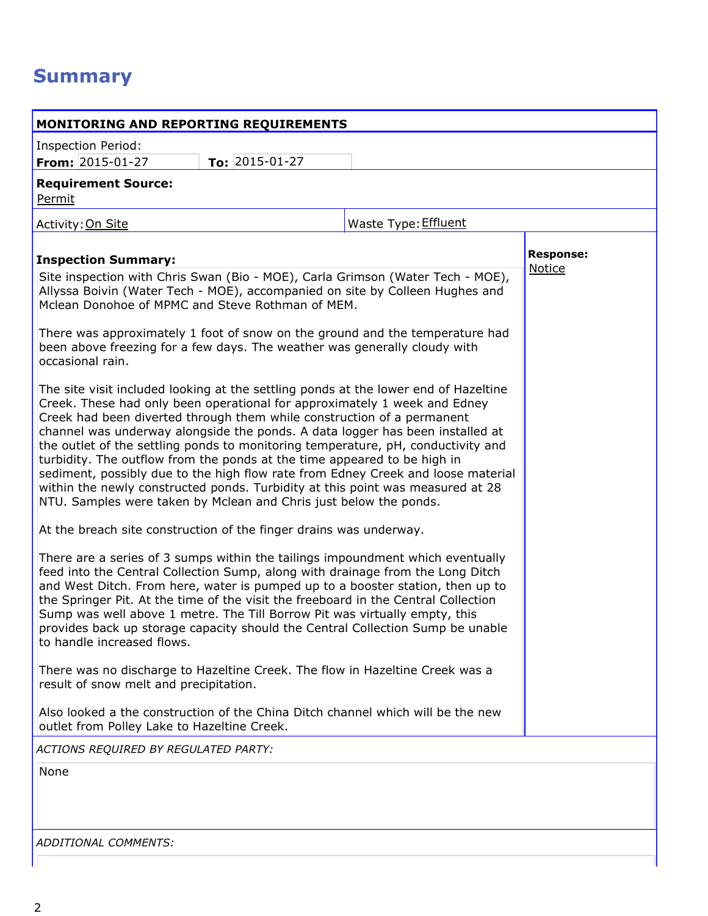# Summary

**MONITORING AND REPORTING REQUIREMENTS**

Inspection Period:
**From:** 2015-01-27 **To:** 2015-01-27

**Requirement Source:**
Permit

| Activity: On Site | Waste Type: Effluent |
|---|---|

**Inspection Summary:**

Site inspection with Chris Swan (Bio - MOE), Carla Grimson (Water Tech - MOE), Allyssa Boivin (Water Tech - MOE), accompanied on site by Colleen Hughes and Mclean Donohoe of MPMC and Steve Rothman of MEM.

There was approximately 1 foot of snow on the ground and the temperature had been above freezing for a few days. The weather was generally cloudy with occasional rain.

The site visit included looking at the settling ponds at the lower end of Hazeltine Creek. These had only been operational for approximately 1 week and Edney Creek had been diverted through them while construction of a permanent channel was underway alongside the ponds. A data logger has been installed at the outlet of the settling ponds to monitoring temperature, pH, conductivity and turbidity. The outflow from the ponds at the time appeared to be high in sediment, possibly due to the high flow rate from Edney Creek and loose material within the newly constructed ponds. Turbidity at this point was measured at 28 NTU. Samples were taken by Mclean and Chris just below the ponds.

At the breach site construction of the finger drains was underway.

There are a series of 3 sumps within the tailings impoundment which eventually feed into the Central Collection Sump, along with drainage from the Long Ditch and West Ditch. From here, water is pumped up to a booster station, then up to the Springer Pit. At the time of the visit the freeboard in the Central Collection Sump was well above 1 metre. The Till Borrow Pit was virtually empty, this provides back up storage capacity should the Central Collection Sump be unable to handle increased flows.

There was no discharge to Hazeltine Creek. The flow in Hazeltine Creek was a result of snow melt and precipitation.

Also looked a the construction of the China Ditch channel which will be the new outlet from Polley Lake to Hazeltine Creek.

**Response:**
Notice

*ACTIONS REQUIRED BY REGULATED PARTY:*

None

*ADDITIONAL COMMENTS:*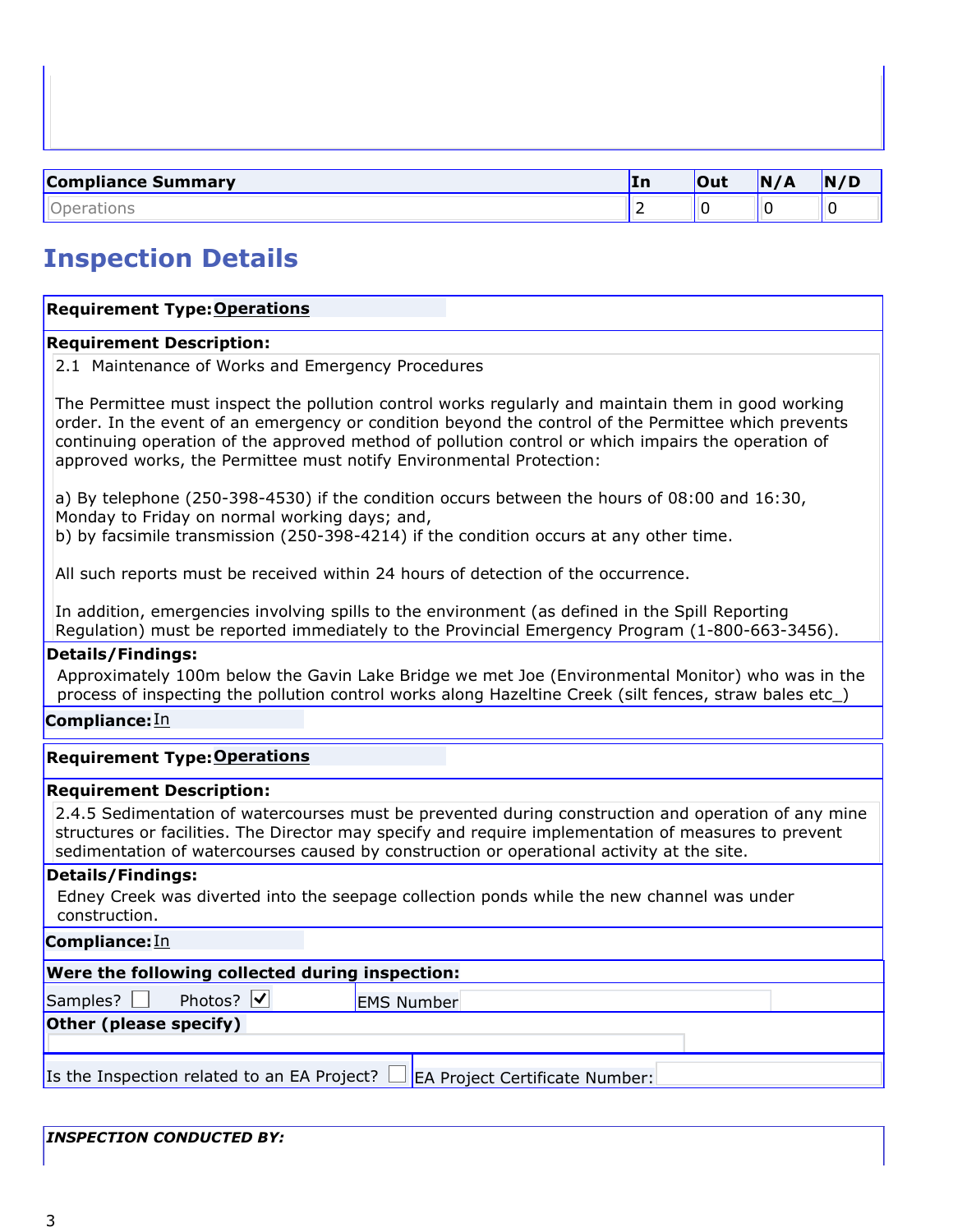| Compliance Summary | In | Out | N/A | N/D |
| --- | --- | --- | --- | --- |
| Operations | 2 | 0 | 0 | 0 |

## Inspection Details

**Requirement Type:** Operations

**Requirement Description:**

2.1 Maintenance of Works and Emergency Procedures

The Permittee must inspect the pollution control works regularly and maintain them in good working order. In the event of an emergency or condition beyond the control of the Permittee which prevents continuing operation of the approved method of pollution control or which impairs the operation of approved works, the Permittee must notify Environmental Protection:

a) By telephone (250-398-4530) if the condition occurs between the hours of 08:00 and 16:30, Monday to Friday on normal working days; and,
b) by facsimile transmission (250-398-4214) if the condition occurs at any other time.

All such reports must be received within 24 hours of detection of the occurrence.

In addition, emergencies involving spills to the environment (as defined in the Spill Reporting Regulation) must be reported immediately to the Provincial Emergency Program (1-800-663-3456).

**Details/Findings:**

Approximately 100m below the Gavin Lake Bridge we met Joe (Environmental Monitor) who was in the process of inspecting the pollution control works along Hazeltine Creek (silt fences, straw bales etc_)

**Compliance:** In

**Requirement Type:** Operations

**Requirement Description:**

2.4.5 Sedimentation of watercourses must be prevented during construction and operation of any mine structures or facilities. The Director may specify and require implementation of measures to prevent sedimentation of watercourses caused by construction or operational activity at the site.

**Details/Findings:**

Edney Creek was diverted into the seepage collection ponds while the new channel was under construction.

**Compliance:** In

**Were the following collected during inspection:**

Samples? ☐ Photos? ☑ EMS Number

**Other (please specify)**

Is the Inspection related to an EA Project? ☐ EA Project Certificate Number:

***INSPECTION CONDUCTED BY:***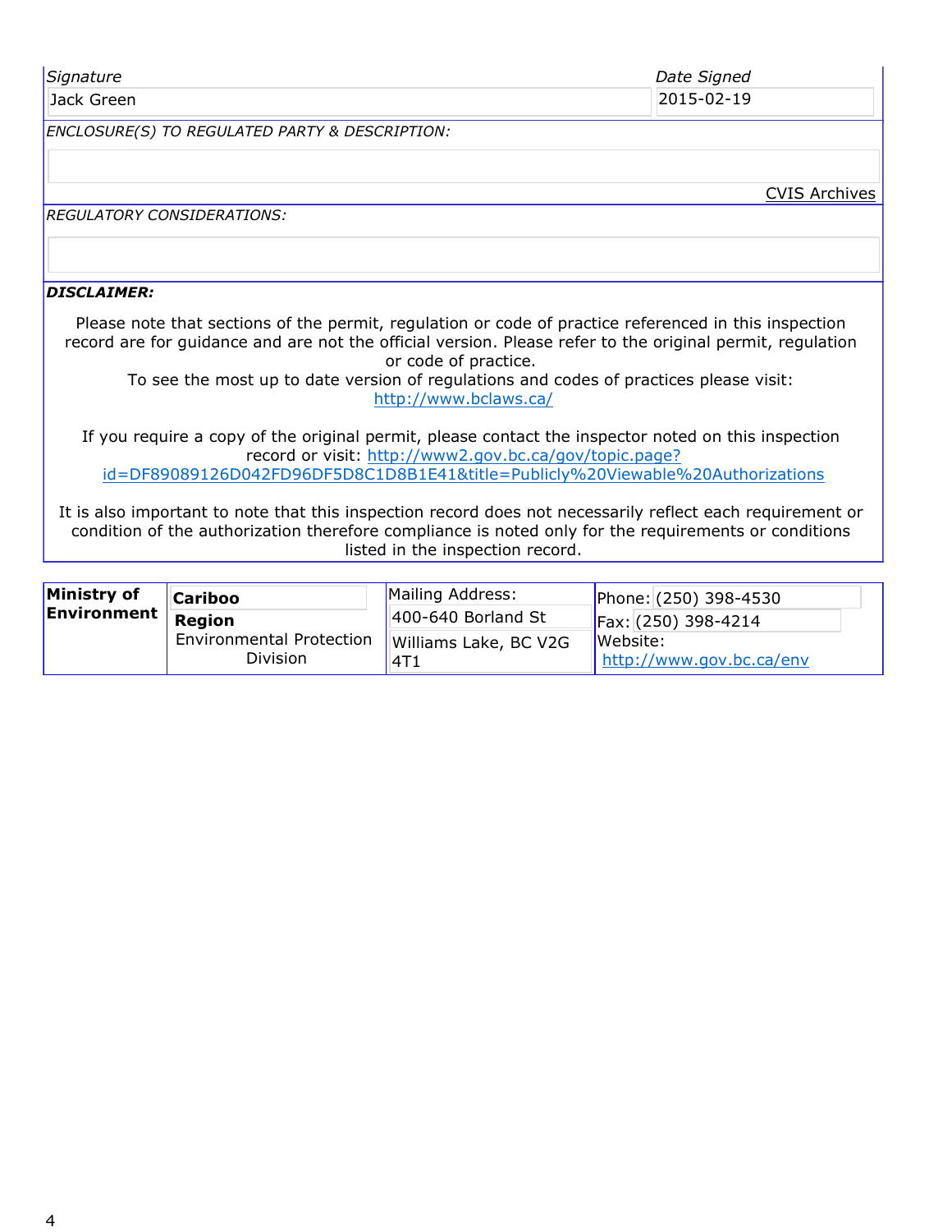| *Signature* | *Date Signed* |
|---|---|
| Jack Green | 2015-02-19 |

*ENCLOSURE(S) TO REGULATED PARTY & DESCRIPTION:*

CVIS Archives

*REGULATORY CONSIDERATIONS:*

***DISCLAIMER:***

Please note that sections of the permit, regulation or code of practice referenced in this inspection record are for guidance and are not the official version. Please refer to the original permit, regulation or code of practice.
To see the most up to date version of regulations and codes of practices please visit: http://www.bclaws.ca/

If you require a copy of the original permit, please contact the inspector noted on this inspection record or visit: http://www2.gov.bc.ca/gov/topic.page?id=DF89089126D042FD96DF5D8C1D8B1E41&title=Publicly%20Viewable%20Authorizations

It is also important to note that this inspection record does not necessarily reflect each requirement or condition of the authorization therefore compliance is noted only for the requirements or conditions listed in the inspection record.

| | | | |
|---|---|---|---|
| **Ministry of Environment** | **Cariboo Region** Environmental Protection Division | Mailing Address: 400-640 Borland St Williams Lake, BC V2G 4T1 | Phone: (250) 398-4530 Fax: (250) 398-4214 Website: http://www.gov.bc.ca/env |